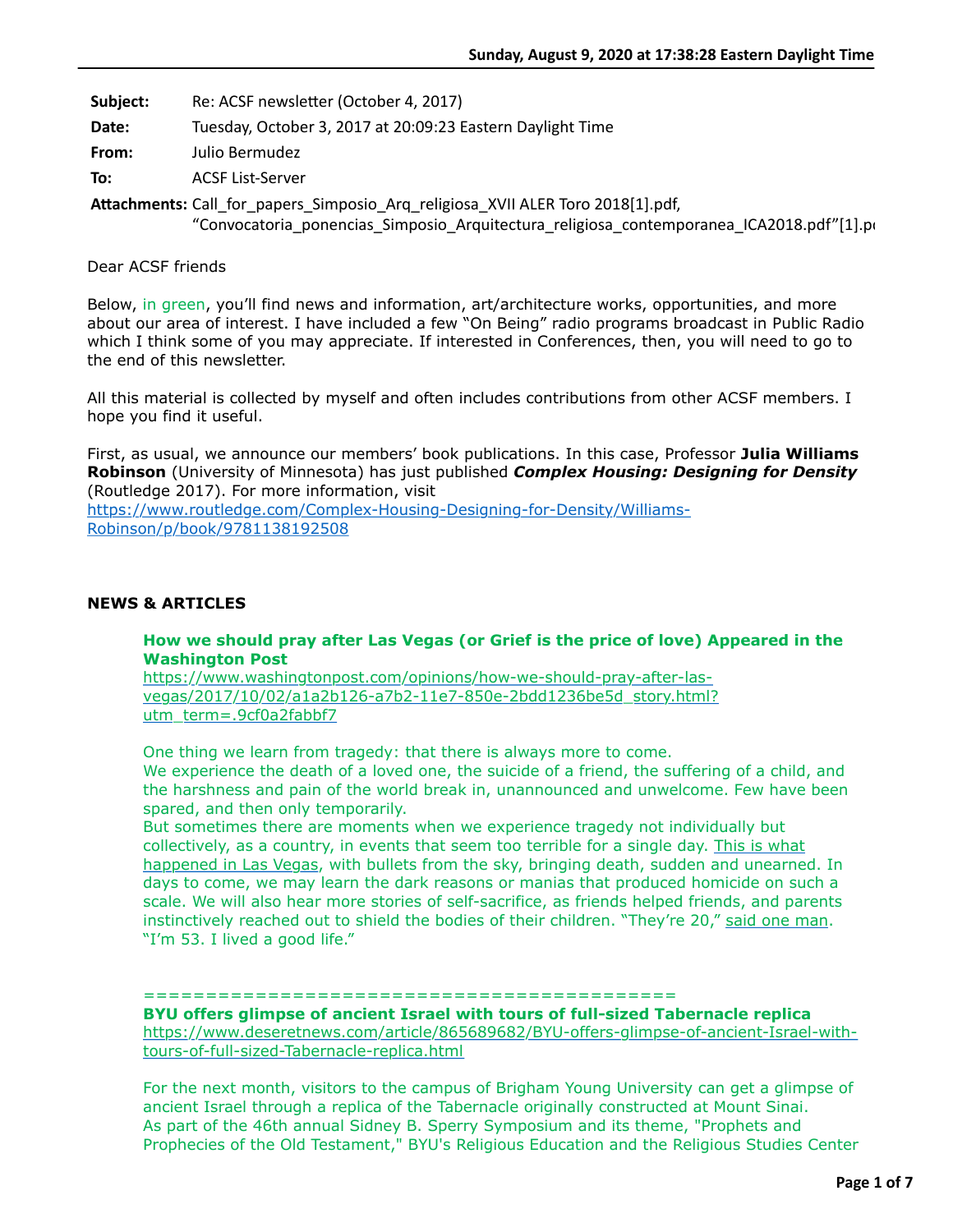Sunday, August 9, 2020 at 17:38:28 Eastern Daylight Time

**Subject:** Re: ACSF newsletter (October 4, 2017)
**Date:** Tuesday, October 3, 2017 at 20:09:23 Eastern Daylight Time
**From:** Julio Bermudez
**To:** ACSF List-Server
**Attachments:** Call_for_papers_Simposio_Arq_religiosa_XVII ALER Toro 2018[1].pdf, "Convocatoria_ponencias_Simposio_Arquitectura_religiosa_contemporanea_ICA2018.pdf"[1].p

Dear ACSF friends

Below, in green, you'll find news and information, art/architecture works, opportunities, and more about our area of interest. I have included a few "On Being" radio programs broadcast in Public Radio which I think some of you may appreciate. If interested in Conferences, then, you will need to go to the end of this newsletter.

All this material is collected by myself and often includes contributions from other ACSF members. I hope you find it useful.

First, as usual, we announce our members' book publications. In this case, Professor **Julia Williams Robinson** (University of Minnesota) has just published ***Complex Housing: Designing for Density*** (Routledge 2017). For more information, visit
https://www.routledge.com/Complex-Housing-Designing-for-Density/Williams-Robinson/p/book/9781138192508

## NEWS & ARTICLES

**How we should pray after Las Vegas (or Grief is the price of love) Appeared in the Washington Post**
https://www.washingtonpost.com/opinions/how-we-should-pray-after-las-vegas/2017/10/02/a1a2b126-a7b2-11e7-850e-2bdd1236be5d_story.html?utm_term=.9cf0a2fabbf7

One thing we learn from tragedy: that there is always more to come.
We experience the death of a loved one, the suicide of a friend, the suffering of a child, and the harshness and pain of the world break in, unannounced and unwelcome. Few have been spared, and then only temporarily.
But sometimes there are moments when we experience tragedy not individually but collectively, as a country, in events that seem too terrible for a single day. This is what happened in Las Vegas, with bullets from the sky, bringing death, sudden and unearned. In days to come, we may learn the dark reasons or manias that produced homicide on such a scale. We will also hear more stories of self-sacrifice, as friends helped friends, and parents instinctively reached out to shield the bodies of their children. "They're 20," said one man. "I'm 53. I lived a good life."

==========================================

**BYU offers glimpse of ancient Israel with tours of full-sized Tabernacle replica**
https://www.deseretnews.com/article/865689682/BYU-offers-glimpse-of-ancient-Israel-with-tours-of-full-sized-Tabernacle-replica.html

For the next month, visitors to the campus of Brigham Young University can get a glimpse of ancient Israel through a replica of the Tabernacle originally constructed at Mount Sinai.
As part of the 46th annual Sidney B. Sperry Symposium and its theme, "Prophets and Prophecies of the Old Testament," BYU's Religious Education and the Religious Studies Center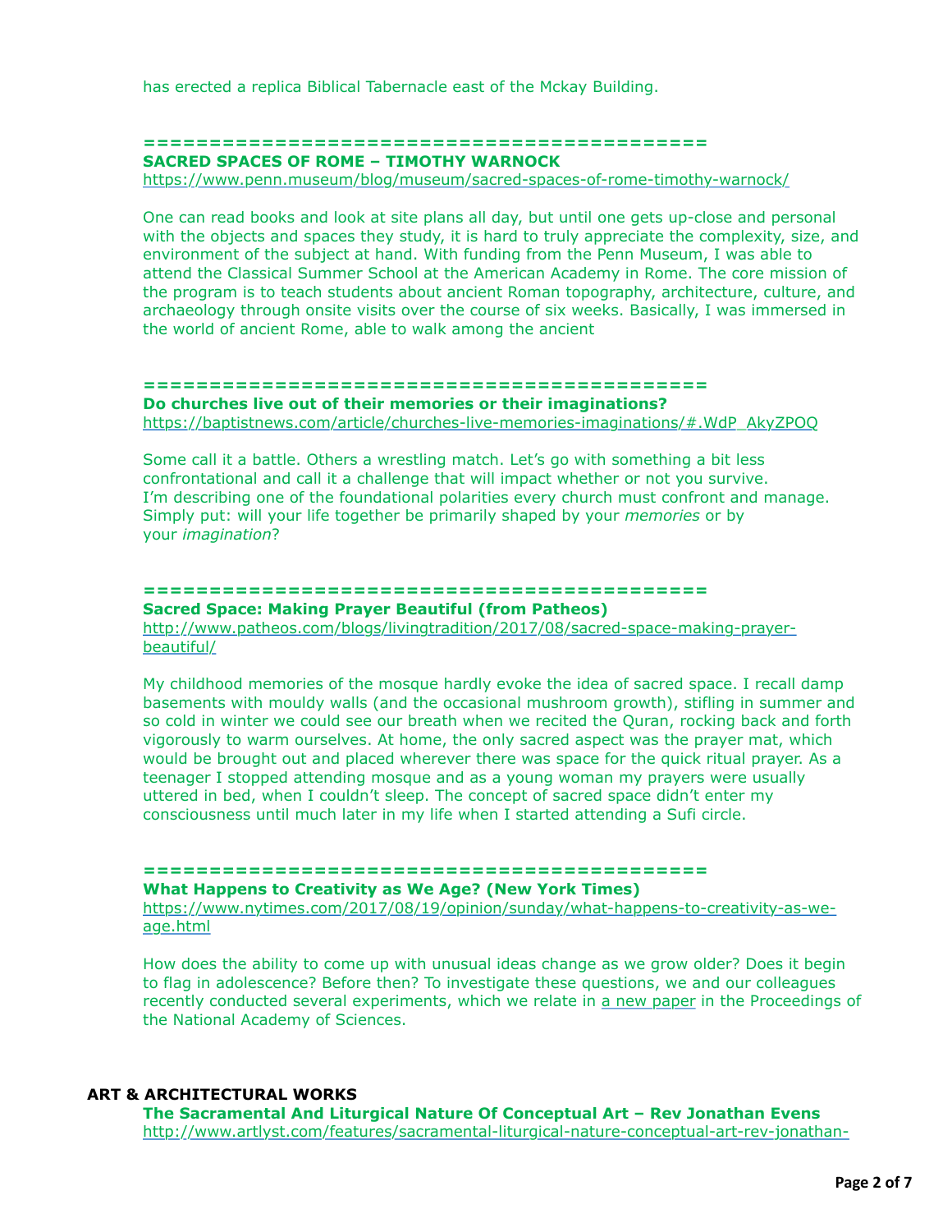has erected a replica Biblical Tabernacle east of the Mckay Building.

==========================================

**SACRED SPACES OF ROME – TIMOTHY WARNOCK**
https://www.penn.museum/blog/museum/sacred-spaces-of-rome-timothy-warnock/

One can read books and look at site plans all day, but until one gets up-close and personal with the objects and spaces they study, it is hard to truly appreciate the complexity, size, and environment of the subject at hand. With funding from the Penn Museum, I was able to attend the Classical Summer School at the American Academy in Rome. The core mission of the program is to teach students about ancient Roman topography, architecture, culture, and archaeology through onsite visits over the course of six weeks. Basically, I was immersed in the world of ancient Rome, able to walk among the ancient

==========================================

**Do churches live out of their memories or their imaginations?**
https://baptistnews.com/article/churches-live-memories-imaginations/#.WdP_AkyZPOQ

Some call it a battle. Others a wrestling match. Let's go with something a bit less confrontational and call it a challenge that will impact whether or not you survive. I'm describing one of the foundational polarities every church must confront and manage. Simply put: will your life together be primarily shaped by your *memories* or by your *imagination*?

==========================================

**Sacred Space: Making Prayer Beautiful (from Patheos)**
http://www.patheos.com/blogs/livingtradition/2017/08/sacred-space-making-prayer-beautiful/

My childhood memories of the mosque hardly evoke the idea of sacred space. I recall damp basements with mouldy walls (and the occasional mushroom growth), stifling in summer and so cold in winter we could see our breath when we recited the Quran, rocking back and forth vigorously to warm ourselves. At home, the only sacred aspect was the prayer mat, which would be brought out and placed wherever there was space for the quick ritual prayer. As a teenager I stopped attending mosque and as a young woman my prayers were usually uttered in bed, when I couldn't sleep. The concept of sacred space didn't enter my consciousness until much later in my life when I started attending a Sufi circle.

==========================================

**What Happens to Creativity as We Age? (New York Times)**
https://www.nytimes.com/2017/08/19/opinion/sunday/what-happens-to-creativity-as-we-age.html

How does the ability to come up with unusual ideas change as we grow older? Does it begin to flag in adolescence? Before then? To investigate these questions, we and our colleagues recently conducted several experiments, which we relate in a new paper in the Proceedings of the National Academy of Sciences.

## ART & ARCHITECTURAL WORKS

**The Sacramental And Liturgical Nature Of Conceptual Art – Rev Jonathan Evens**
http://www.artlyst.com/features/sacramental-liturgical-nature-conceptual-art-rev-jonathan-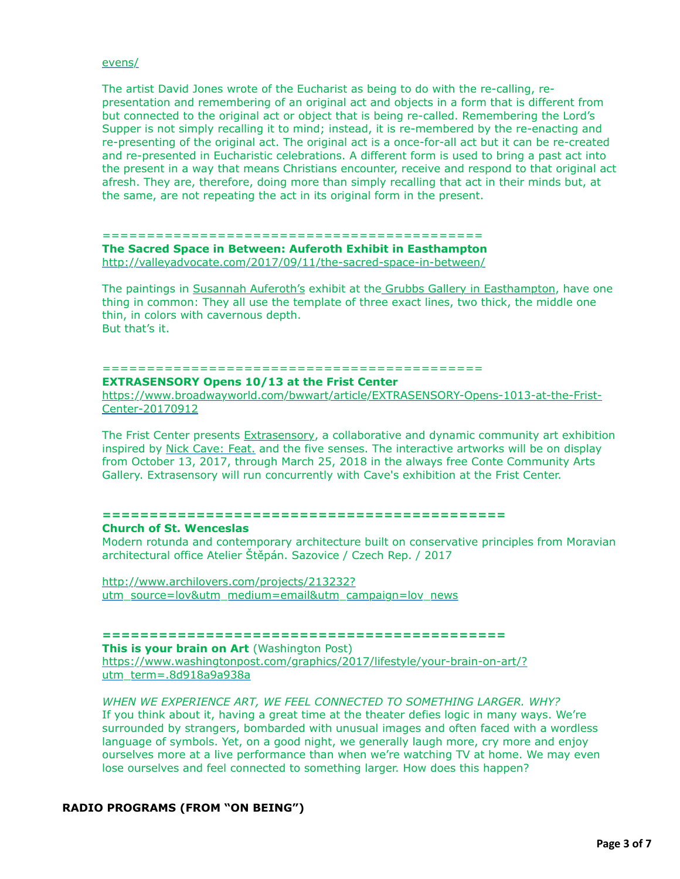evens/

The artist David Jones wrote of the Eucharist as being to do with the re-calling, re-presentation and remembering of an original act and objects in a form that is different from but connected to the original act or object that is being re-called. Remembering the Lord's Supper is not simply recalling it to mind; instead, it is re-membered by the re-enacting and re-presenting of the original act. The original act is a once-for-all act but it can be re-created and re-presented in Eucharistic celebrations. A different form is used to bring a past act into the present in a way that means Christians encounter, receive and respond to that original act afresh. They are, therefore, doing more than simply recalling that act in their minds but, at the same, are not repeating the act in its original form in the present.

==========================================

**The Sacred Space in Between: Auferoth Exhibit in Easthampton**
http://valleyadvocate.com/2017/09/11/the-sacred-space-in-between/

The paintings in Susannah Auferoth's exhibit at the Grubbs Gallery in Easthampton, have one thing in common: They all use the template of three exact lines, two thick, the middle one thin, in colors with cavernous depth.
But that's it.

==========================================

**EXTRASENSORY Opens 10/13 at the Frist Center**
https://www.broadwayworld.com/bwwart/article/EXTRASENSORY-Opens-1013-at-the-Frist-Center-20170912

The Frist Center presents Extrasensory, a collaborative and dynamic community art exhibition inspired by Nick Cave: Feat. and the five senses. The interactive artworks will be on display from October 13, 2017, through March 25, 2018 in the always free Conte Community Arts Gallery. Extrasensory will run concurrently with Cave's exhibition at the Frist Center.

**==========================================**

**Church of St. Wenceslas**
Modern rotunda and contemporary architecture built on conservative principles from Moravian architectural office Atelier Štěpán. Sazovice / Czech Rep. / 2017

http://www.archilovers.com/projects/213232?utm_source=lov&utm_medium=email&utm_campaign=lov_news

**==========================================**

**This is your brain on Art** (Washington Post)
https://www.washingtonpost.com/graphics/2017/lifestyle/your-brain-on-art/?utm_term=.8d918a9a938a

*WHEN WE EXPERIENCE ART, WE FEEL CONNECTED TO SOMETHING LARGER. WHY?*
If you think about it, having a great time at the theater defies logic in many ways. We're surrounded by strangers, bombarded with unusual images and often faced with a wordless language of symbols. Yet, on a good night, we generally laugh more, cry more and enjoy ourselves more at a live performance than when we're watching TV at home. We may even lose ourselves and feel connected to something larger. How does this happen?

## RADIO PROGRAMS (FROM "ON BEING")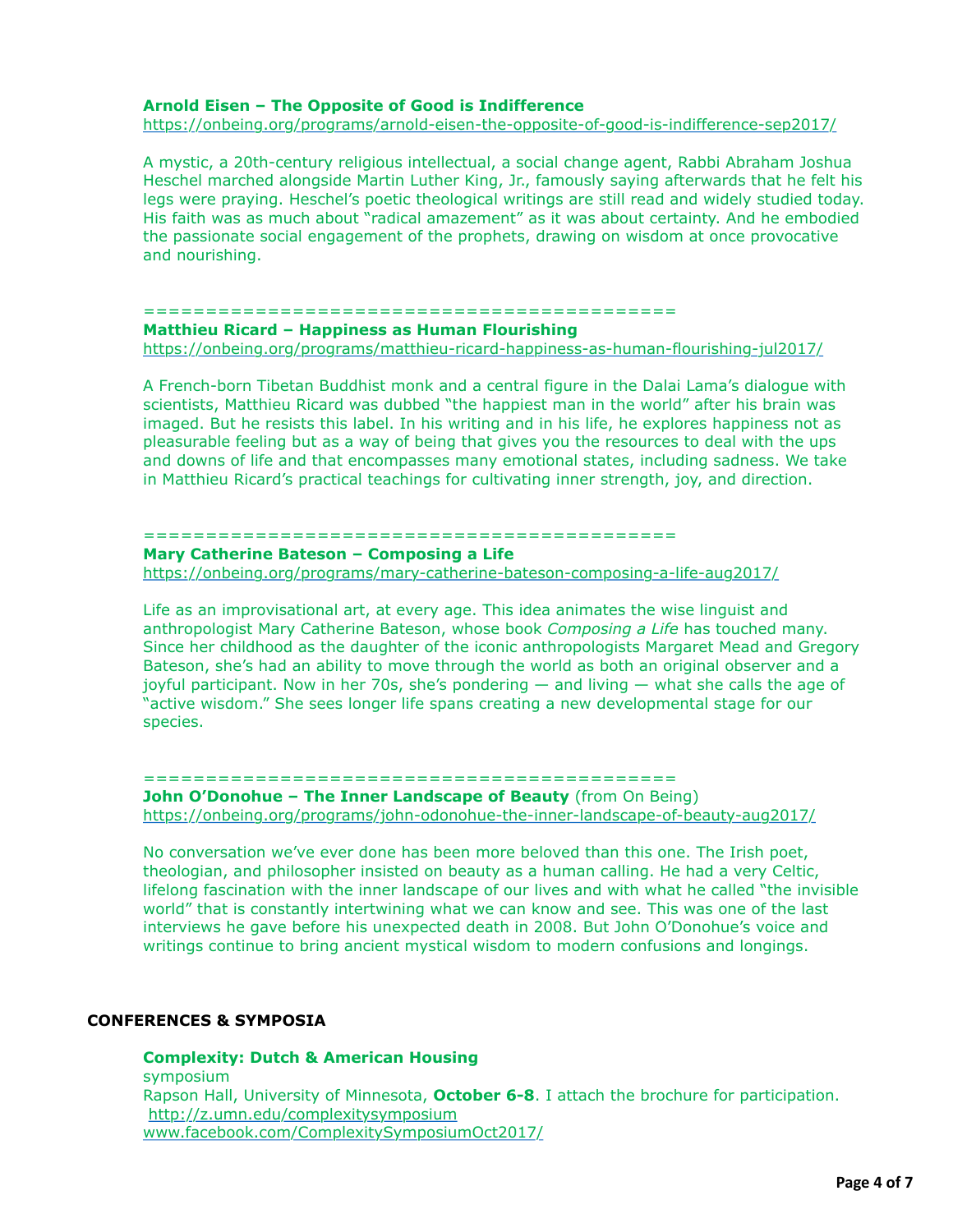**Arnold Eisen – The Opposite of Good is Indifference**
https://onbeing.org/programs/arnold-eisen-the-opposite-of-good-is-indifference-sep2017/

A mystic, a 20th-century religious intellectual, a social change agent, Rabbi Abraham Joshua Heschel marched alongside Martin Luther King, Jr., famously saying afterwards that he felt his legs were praying. Heschel's poetic theological writings are still read and widely studied today. His faith was as much about "radical amazement" as it was about certainty. And he embodied the passionate social engagement of the prophets, drawing on wisdom at once provocative and nourishing.

============================================

**Matthieu Ricard – Happiness as Human Flourishing**
https://onbeing.org/programs/matthieu-ricard-happiness-as-human-flourishing-jul2017/

A French-born Tibetan Buddhist monk and a central figure in the Dalai Lama's dialogue with scientists, Matthieu Ricard was dubbed "the happiest man in the world" after his brain was imaged. But he resists this label. In his writing and in his life, he explores happiness not as pleasurable feeling but as a way of being that gives you the resources to deal with the ups and downs of life and that encompasses many emotional states, including sadness. We take in Matthieu Ricard's practical teachings for cultivating inner strength, joy, and direction.

============================================

**Mary Catherine Bateson – Composing a Life**
https://onbeing.org/programs/mary-catherine-bateson-composing-a-life-aug2017/

Life as an improvisational art, at every age. This idea animates the wise linguist and anthropologist Mary Catherine Bateson, whose book *Composing a Life* has touched many. Since her childhood as the daughter of the iconic anthropologists Margaret Mead and Gregory Bateson, she's had an ability to move through the world as both an original observer and a joyful participant. Now in her 70s, she's pondering — and living — what she calls the age of "active wisdom." She sees longer life spans creating a new developmental stage for our species.

============================================

**John O'Donohue – The Inner Landscape of Beauty** (from On Being)
https://onbeing.org/programs/john-odonohue-the-inner-landscape-of-beauty-aug2017/

No conversation we've ever done has been more beloved than this one. The Irish poet, theologian, and philosopher insisted on beauty as a human calling. He had a very Celtic, lifelong fascination with the inner landscape of our lives and with what he called "the invisible world" that is constantly intertwining what we can know and see. This was one of the last interviews he gave before his unexpected death in 2008. But John O'Donohue's voice and writings continue to bring ancient mystical wisdom to modern confusions and longings.

## CONFERENCES & SYMPOSIA

**Complexity: Dutch & American Housing**
symposium
Rapson Hall, University of Minnesota, **October 6-8**. I attach the brochure for participation.
http://z.umn.edu/complexitysymposium
www.facebook.com/ComplexitySymposiumOct2017/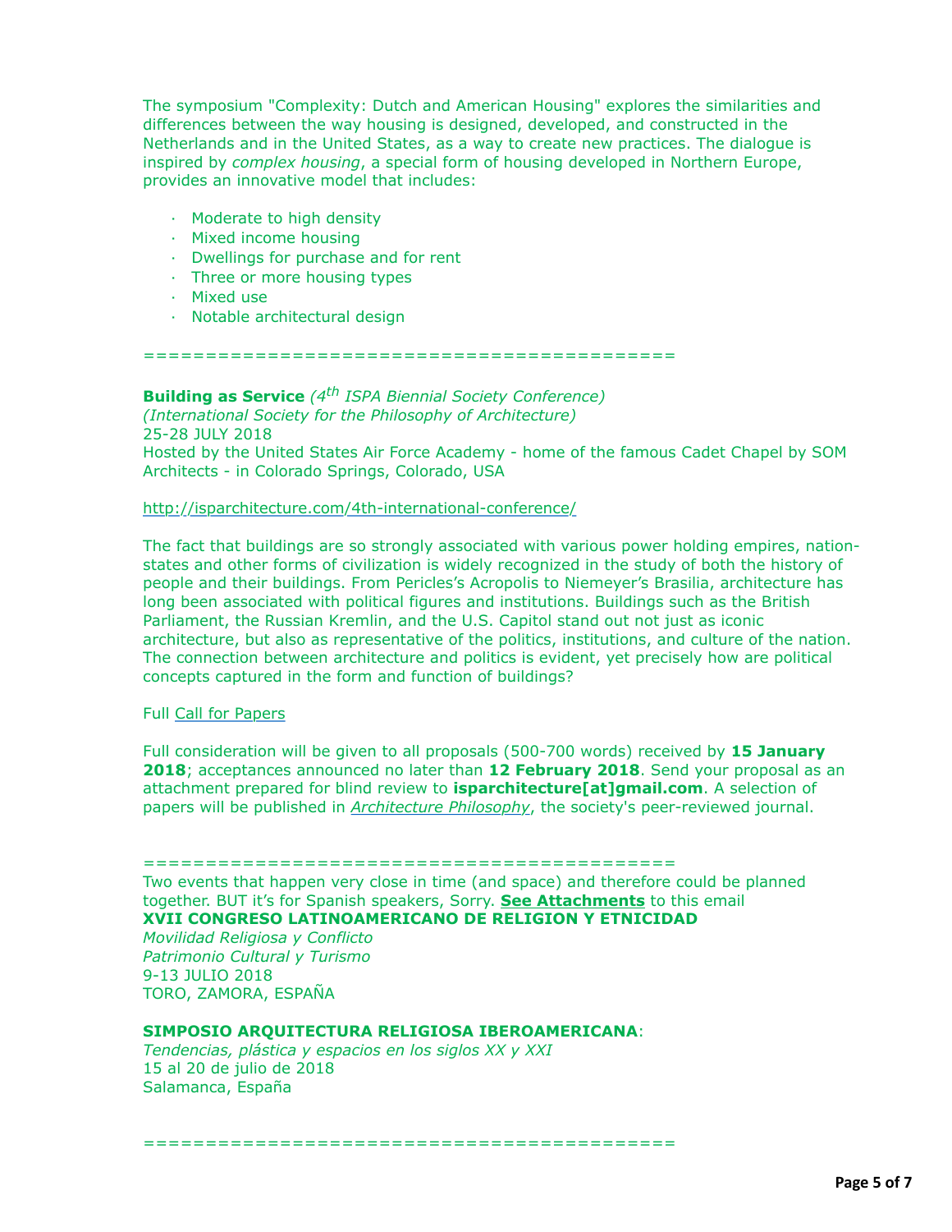The symposium "Complexity: Dutch and American Housing" explores the similarities and differences between the way housing is designed, developed, and constructed in the Netherlands and in the United States, as a way to create new practices. The dialogue is inspired by *complex housing*, a special form of housing developed in Northern Europe, provides an innovative model that includes:

- Moderate to high density
- Mixed income housing
- Dwellings for purchase and for rent
- Three or more housing types
- Mixed use
- Notable architectural design

==========================================

**Building as Service** *(4th ISPA Biennial Society Conference)*
*(International Society for the Philosophy of Architecture)*
25-28 JULY 2018
Hosted by the United States Air Force Academy - home of the famous Cadet Chapel by SOM Architects - in Colorado Springs, Colorado, USA

http://isparchitecture.com/4th-international-conference/

The fact that buildings are so strongly associated with various power holding empires, nation-states and other forms of civilization is widely recognized in the study of both the history of people and their buildings. From Pericles's Acropolis to Niemeyer's Brasilia, architecture has long been associated with political figures and institutions. Buildings such as the British Parliament, the Russian Kremlin, and the U.S. Capitol stand out not just as iconic architecture, but also as representative of the politics, institutions, and culture of the nation. The connection between architecture and politics is evident, yet precisely how are political concepts captured in the form and function of buildings?

Full Call for Papers

Full consideration will be given to all proposals (500-700 words) received by **15 January 2018**; acceptances announced no later than **12 February 2018**. Send your proposal as an attachment prepared for blind review to **isparchitecture[at]gmail.com**. A selection of papers will be published in *Architecture Philosophy*, the society's peer-reviewed journal.

==========================================

Two events that happen very close in time (and space) and therefore could be planned together. BUT it's for Spanish speakers, Sorry. **See Attachments** to this email
**XVII CONGRESO LATINOAMERICANO DE RELIGION Y ETNICIDAD**
*Movilidad Religiosa y Conflicto*
*Patrimonio Cultural y Turismo*
9-13 JULIO 2018
TORO, ZAMORA, ESPAÑA

**SIMPOSIO ARQUITECTURA RELIGIOSA IBEROAMERICANA**:
*Tendencias, plástica y espacios en los siglos XX y XXI*
15 al 20 de julio de 2018
Salamanca, España

==========================================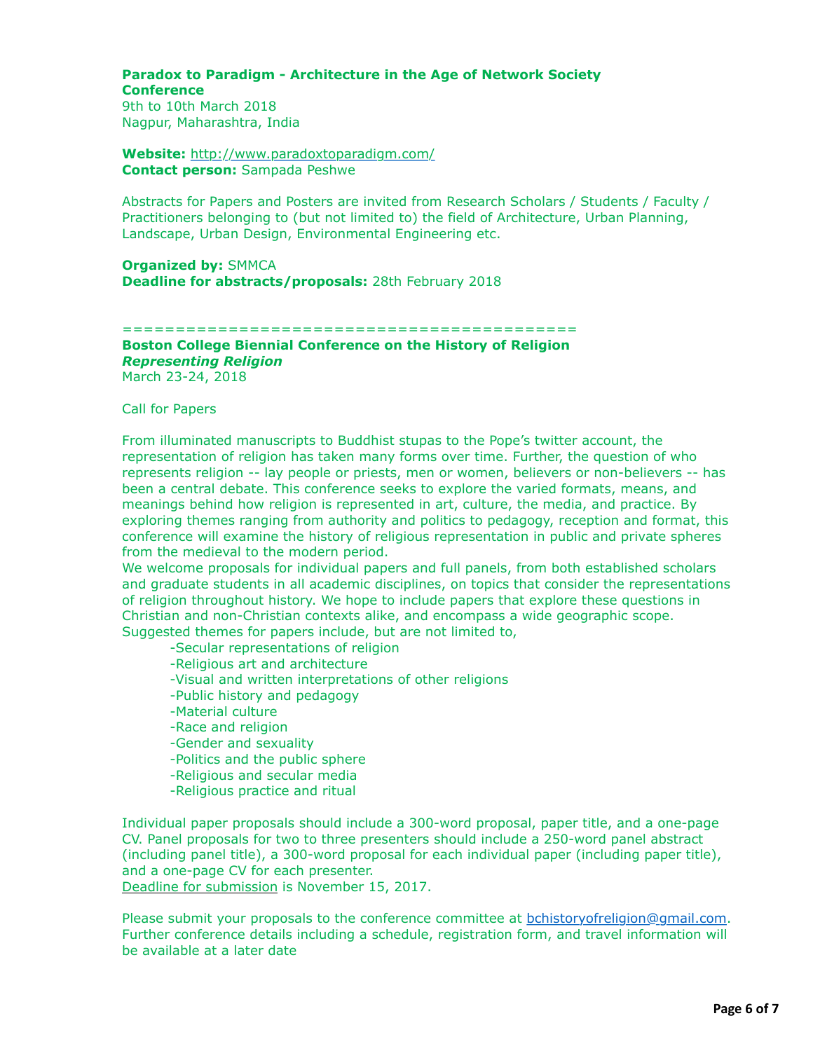**Paradox to Paradigm - Architecture in the Age of Network Society Conference**
9th to 10th March 2018
Nagpur, Maharashtra, India

**Website:** http://www.paradoxtoparadigm.com/
**Contact person:** Sampada Peshwe

Abstracts for Papers and Posters are invited from Research Scholars / Students / Faculty / Practitioners belonging to (but not limited to) the field of Architecture, Urban Planning, Landscape, Urban Design, Environmental Engineering etc.

**Organized by:** SMMCA
**Deadline for abstracts/proposals:** 28th February 2018

==========================================

**Boston College Biennial Conference on the History of Religion**
***Representing Religion***
March 23-24, 2018

Call for Papers

From illuminated manuscripts to Buddhist stupas to the Pope's twitter account, the representation of religion has taken many forms over time. Further, the question of who represents religion -- lay people or priests, men or women, believers or non-believers -- has been a central debate. This conference seeks to explore the varied formats, means, and meanings behind how religion is represented in art, culture, the media, and practice. By exploring themes ranging from authority and politics to pedagogy, reception and format, this conference will examine the history of religious representation in public and private spheres from the medieval to the modern period.
We welcome proposals for individual papers and full panels, from both established scholars and graduate students in all academic disciplines, on topics that consider the representations of religion throughout history. We hope to include papers that explore these questions in Christian and non-Christian contexts alike, and encompass a wide geographic scope.
Suggested themes for papers include, but are not limited to,

- Secular representations of religion
- Religious art and architecture
- Visual and written interpretations of other religions
- Public history and pedagogy
- Material culture
- Race and religion
- Gender and sexuality
- Politics and the public sphere
- Religious and secular media
- Religious practice and ritual

Individual paper proposals should include a 300-word proposal, paper title, and a one-page CV. Panel proposals for two to three presenters should include a 250-word panel abstract (including panel title), a 300-word proposal for each individual paper (including paper title), and a one-page CV for each presenter.
Deadline for submission is November 15, 2017.

Please submit your proposals to the conference committee at bchistoryofreligion@gmail.com. Further conference details including a schedule, registration form, and travel information will be available at a later date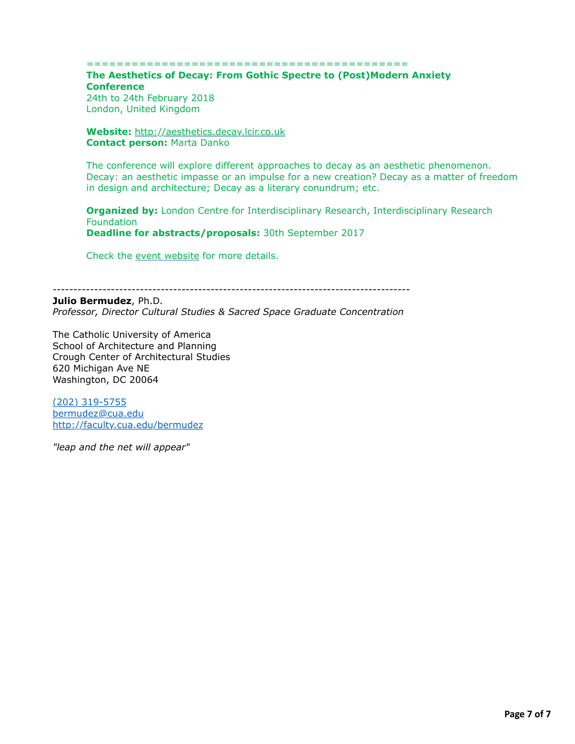=========================================

**The Aesthetics of Decay: From Gothic Spectre to (Post)Modern Anxiety Conference**
24th to 24th February 2018
London, United Kingdom

**Website:** http://aesthetics.decay.lcir.co.uk
**Contact person:** Marta Danko

The conference will explore different approaches to decay as an aesthetic phenomenon. Decay: an aesthetic impasse or an impulse for a new creation? Decay as a matter of freedom in design and architecture; Decay as a literary conundrum; etc.

**Organized by:** London Centre for Interdisciplinary Research, Interdisciplinary Research Foundation
**Deadline for abstracts/proposals:** 30th September 2017

Check the event website for more details.

---

**Julio Bermudez**, Ph.D.
*Professor, Director Cultural Studies & Sacred Space Graduate Concentration*

The Catholic University of America
School of Architecture and Planning
Crough Center of Architectural Studies
620 Michigan Ave NE
Washington, DC 20064

(202) 319-5755
bermudez@cua.edu
http://faculty.cua.edu/bermudez

*"leap and the net will appear"*